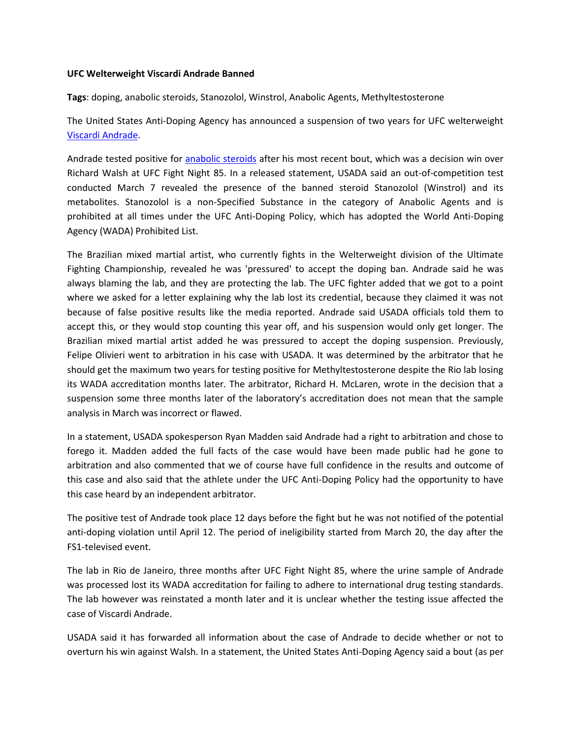**UFC Welterweight Viscardi Andrade Banned**

**Tags**: doping, anabolic steroids, Stanozolol, Winstrol, Anabolic Agents, Methyltestosterone

The United States Anti-Doping Agency has announced a suspension of two years for UFC welterweight [Viscardi Andrade](#).

Andrade tested positive for [anabolic steroids](#) after his most recent bout, which was a decision win over Richard Walsh at UFC Fight Night 85. In a released statement, USADA said an out-of-competition test conducted March 7 revealed the presence of the banned steroid Stanozolol (Winstrol) and its metabolites. Stanozolol is a non-Specified Substance in the category of Anabolic Agents and is prohibited at all times under the UFC Anti-Doping Policy, which has adopted the World Anti-Doping Agency (WADA) Prohibited List.

The Brazilian mixed martial artist, who currently fights in the Welterweight division of the Ultimate Fighting Championship, revealed he was 'pressured' to accept the doping ban. Andrade said he was always blaming the lab, and they are protecting the lab. The UFC fighter added that we got to a point where we asked for a letter explaining why the lab lost its credential, because they claimed it was not because of false positive results like the media reported. Andrade said USADA officials told them to accept this, or they would stop counting this year off, and his suspension would only get longer. The Brazilian mixed martial artist added he was pressured to accept the doping suspension. Previously, Felipe Olivieri went to arbitration in his case with USADA. It was determined by the arbitrator that he should get the maximum two years for testing positive for Methyltestosterone despite the Rio lab losing its WADA accreditation months later. The arbitrator, Richard H. McLaren, wrote in the decision that a suspension some three months later of the laboratory's accreditation does not mean that the sample analysis in March was incorrect or flawed.

In a statement, USADA spokesperson Ryan Madden said Andrade had a right to arbitration and chose to forego it. Madden added the full facts of the case would have been made public had he gone to arbitration and also commented that we of course have full confidence in the results and outcome of this case and also said that the athlete under the UFC Anti-Doping Policy had the opportunity to have this case heard by an independent arbitrator.

The positive test of Andrade took place 12 days before the fight but he was not notified of the potential anti-doping violation until April 12. The period of ineligibility started from March 20, the day after the FS1-televised event.

The lab in Rio de Janeiro, three months after UFC Fight Night 85, where the urine sample of Andrade was processed lost its WADA accreditation for failing to adhere to international drug testing standards. The lab however was reinstated a month later and it is unclear whether the testing issue affected the case of Viscardi Andrade.

USADA said it has forwarded all information about the case of Andrade to decide whether or not to overturn his win against Walsh. In a statement, the United States Anti-Doping Agency said a bout (as per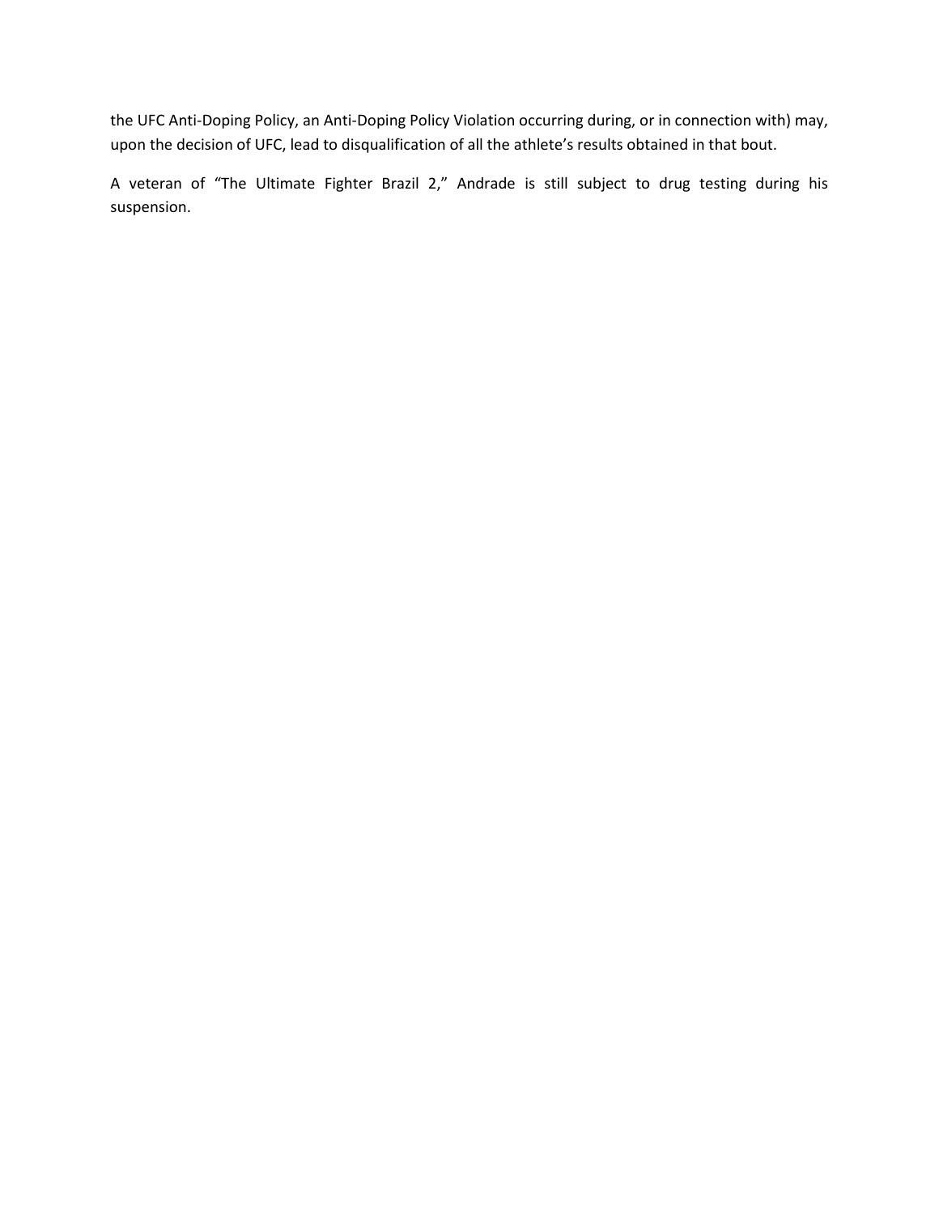the UFC Anti-Doping Policy, an Anti-Doping Policy Violation occurring during, or in connection with) may, upon the decision of UFC, lead to disqualification of all the athlete's results obtained in that bout.

A veteran of "The Ultimate Fighter Brazil 2," Andrade is still subject to drug testing during his suspension.